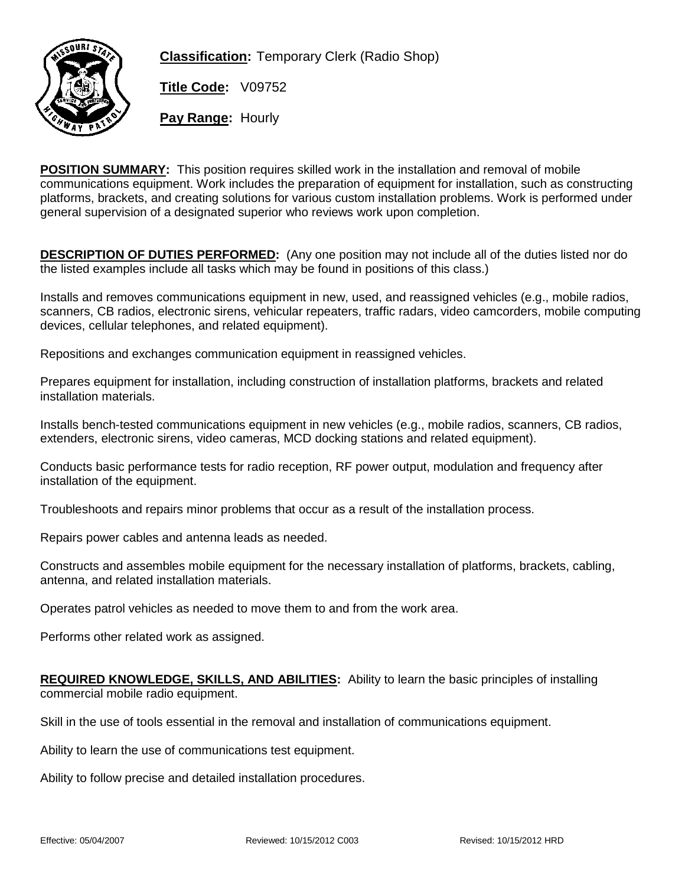**Classification:** Temporary Clerk (Radio Shop)

**Title Code:** V09752

**Pay Range:** Hourly

**POSITION SUMMARY:** This position requires skilled work in the installation and removal of mobile communications equipment. Work includes the preparation of equipment for installation, such as constructing platforms, brackets, and creating solutions for various custom installation problems. Work is performed under general supervision of a designated superior who reviews work upon completion.

**DESCRIPTION OF DUTIES PERFORMED:** (Any one position may not include all of the duties listed nor do the listed examples include all tasks which may be found in positions of this class.)

Installs and removes communications equipment in new, used, and reassigned vehicles (e.g., mobile radios, scanners, CB radios, electronic sirens, vehicular repeaters, traffic radars, video camcorders, mobile computing devices, cellular telephones, and related equipment).

Repositions and exchanges communication equipment in reassigned vehicles.

Prepares equipment for installation, including construction of installation platforms, brackets and related installation materials.

Installs bench-tested communications equipment in new vehicles (e.g., mobile radios, scanners, CB radios, extenders, electronic sirens, video cameras, MCD docking stations and related equipment).

Conducts basic performance tests for radio reception, RF power output, modulation and frequency after installation of the equipment.

Troubleshoots and repairs minor problems that occur as a result of the installation process.

Repairs power cables and antenna leads as needed.

Constructs and assembles mobile equipment for the necessary installation of platforms, brackets, cabling, antenna, and related installation materials.

Operates patrol vehicles as needed to move them to and from the work area.

Performs other related work as assigned.

**REQUIRED KNOWLEDGE, SKILLS, AND ABILITIES:** Ability to learn the basic principles of installing commercial mobile radio equipment.

Skill in the use of tools essential in the removal and installation of communications equipment.

Ability to learn the use of communications test equipment.

Ability to follow precise and detailed installation procedures.

Effective: 05/04/2007 Reviewed: 10/15/2012 C003 Revised: 10/15/2012 HRD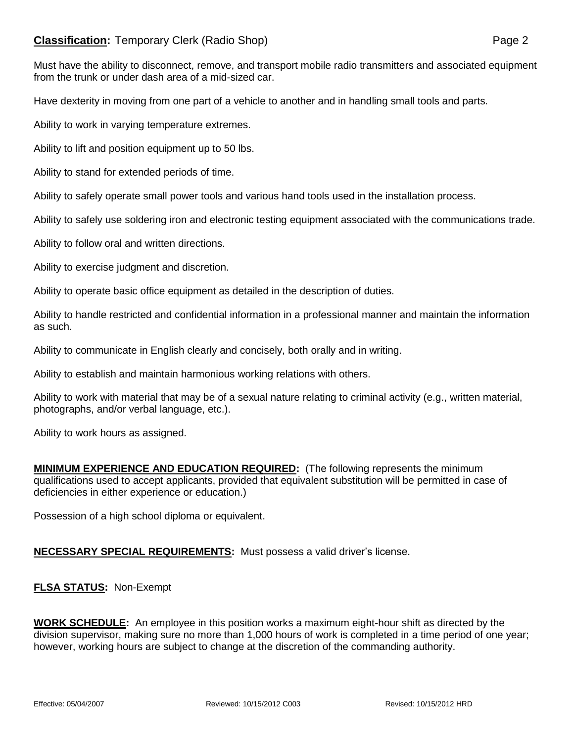Must have the ability to disconnect, remove, and transport mobile radio transmitters and associated equipment from the trunk or under dash area of a mid-sized car.

Have dexterity in moving from one part of a vehicle to another and in handling small tools and parts.

Ability to work in varying temperature extremes.

Ability to lift and position equipment up to 50 lbs.

Ability to stand for extended periods of time.

Ability to safely operate small power tools and various hand tools used in the installation process.

Ability to safely use soldering iron and electronic testing equipment associated with the communications trade.

Ability to follow oral and written directions.

Ability to exercise judgment and discretion.

Ability to operate basic office equipment as detailed in the description of duties.

Ability to handle restricted and confidential information in a professional manner and maintain the information as such.

Ability to communicate in English clearly and concisely, both orally and in writing.

Ability to establish and maintain harmonious working relations with others.

Ability to work with material that may be of a sexual nature relating to criminal activity (e.g., written material, photographs, and/or verbal language, etc.).

Ability to work hours as assigned.

**MINIMUM EXPERIENCE AND EDUCATION REQUIRED:** (The following represents the minimum qualifications used to accept applicants, provided that equivalent substitution will be permitted in case of deficiencies in either experience or education.)

Possession of a high school diploma or equivalent.

**NECESSARY SPECIAL REQUIREMENTS:** Must possess a valid driver's license.

**FLSA STATUS:** Non-Exempt

**WORK SCHEDULE:** An employee in this position works a maximum eight-hour shift as directed by the division supervisor, making sure no more than 1,000 hours of work is completed in a time period of one year; however, working hours are subject to change at the discretion of the commanding authority.

Effective: 05/04/2007 Reviewed: 10/15/2012 C003 Revised: 10/15/2012 HRD